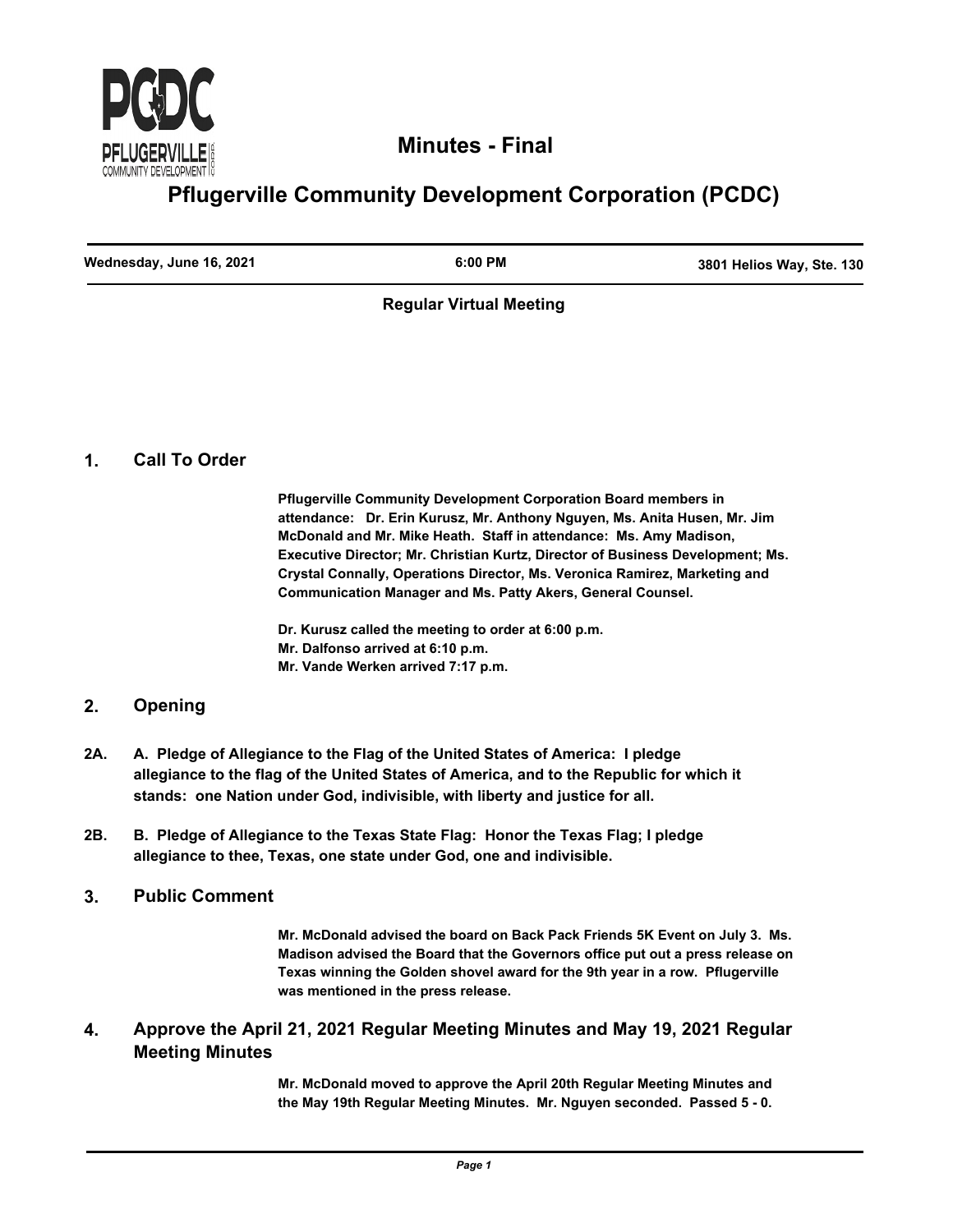# Minutes - Final

## Pflugerville Community Development Corporation (PCDC)

| Wednesday, June 16, 2021 | 6:00 PM | 3801 Helios Way, Ste. 130 |
|---|---|---|

**Regular Virtual Meeting**

## 1. Call To Order

**Pflugerville Community Development Corporation Board members in attendance: Dr. Erin Kurusz, Mr. Anthony Nguyen, Ms. Anita Husen, Mr. Jim McDonald and Mr. Mike Heath. Staff in attendance: Ms. Amy Madison, Executive Director; Mr. Christian Kurtz, Director of Business Development; Ms. Crystal Connally, Operations Director, Ms. Veronica Ramirez, Marketing and Communication Manager and Ms. Patty Akers, General Counsel.**

**Dr. Kurusz called the meeting to order at 6:00 p.m.**
**Mr. Dalfonso arrived at 6:10 p.m.**
**Mr. Vande Werken arrived 7:17 p.m.**

## 2. Opening

**2A. A. Pledge of Allegiance to the Flag of the United States of America: I pledge allegiance to the flag of the United States of America, and to the Republic for which it stands: one Nation under God, indivisible, with liberty and justice for all.**

**2B. B. Pledge of Allegiance to the Texas State Flag: Honor the Texas Flag; I pledge allegiance to thee, Texas, one state under God, one and indivisible.**

## 3. Public Comment

**Mr. McDonald advised the board on Back Pack Friends 5K Event on July 3. Ms. Madison advised the Board that the Governors office put out a press release on Texas winning the Golden shovel award for the 9th year in a row. Pflugerville was mentioned in the press release.**

## 4. Approve the April 21, 2021 Regular Meeting Minutes and May 19, 2021 Regular Meeting Minutes

**Mr. McDonald moved to approve the April 20th Regular Meeting Minutes and the May 19th Regular Meeting Minutes. Mr. Nguyen seconded. Passed 5 - 0.**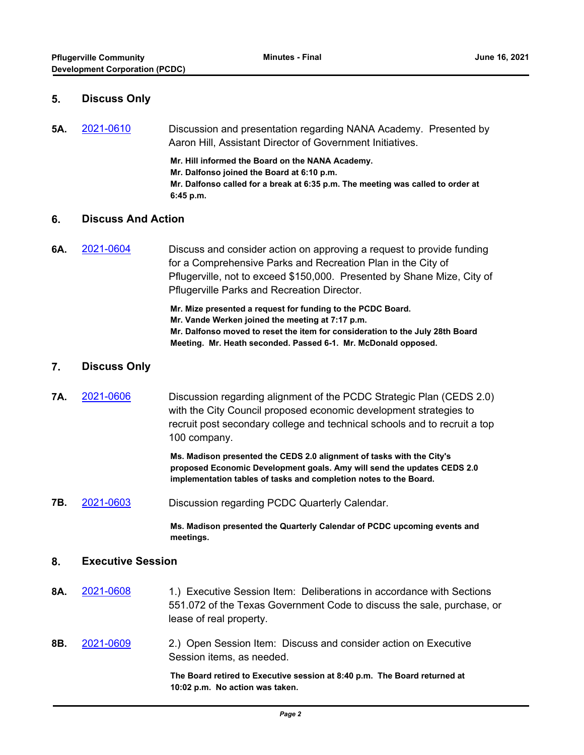## 5. Discuss Only

**5A.** [2021-0610] Discussion and presentation regarding NANA Academy. Presented by Aaron Hill, Assistant Director of Government Initiatives.

**Mr. Hill informed the Board on the NANA Academy.**
**Mr. Dalfonso joined the Board at 6:10 p.m.**
**Mr. Dalfonso called for a break at 6:35 p.m. The meeting was called to order at 6:45 p.m.**

## 6. Discuss And Action

**6A.** [2021-0604] Discuss and consider action on approving a request to provide funding for a Comprehensive Parks and Recreation Plan in the City of Pflugerville, not to exceed $150,000. Presented by Shane Mize, City of Pflugerville Parks and Recreation Director.

**Mr. Mize presented a request for funding to the PCDC Board.**
**Mr. Vande Werken joined the meeting at 7:17 p.m.**
**Mr. Dalfonso moved to reset the item for consideration to the July 28th Board Meeting. Mr. Heath seconded. Passed 6-1. Mr. McDonald opposed.**

## 7. Discuss Only

**7A.** [2021-0606] Discussion regarding alignment of the PCDC Strategic Plan (CEDS 2.0) with the City Council proposed economic development strategies to recruit post secondary college and technical schools and to recruit a top 100 company.

**Ms. Madison presented the CEDS 2.0 alignment of tasks with the City's proposed Economic Development goals. Amy will send the updates CEDS 2.0 implementation tables of tasks and completion notes to the Board.**

**7B.** [2021-0603] Discussion regarding PCDC Quarterly Calendar.

**Ms. Madison presented the Quarterly Calendar of PCDC upcoming events and meetings.**

## 8. Executive Session

**8A.** [2021-0608] 1.) Executive Session Item: Deliberations in accordance with Sections 551.072 of the Texas Government Code to discuss the sale, purchase, or lease of real property.

**8B.** [2021-0609] 2.) Open Session Item: Discuss and consider action on Executive Session items, as needed.

**The Board retired to Executive session at 8:40 p.m. The Board returned at 10:02 p.m. No action was taken.**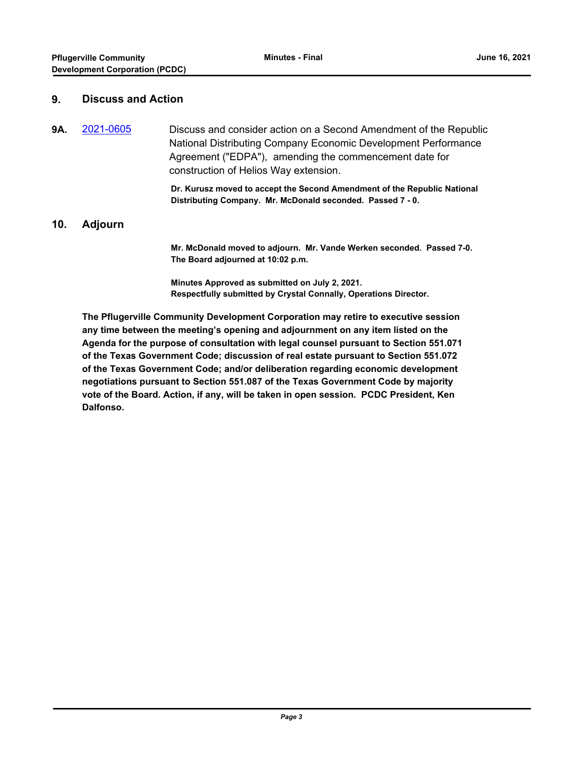## 9. Discuss and Action

**9A.** 2021-0605 Discuss and consider action on a Second Amendment of the Republic National Distributing Company Economic Development Performance Agreement ("EDPA"), amending the commencement date for construction of Helios Way extension.

**Dr. Kurusz moved to accept the Second Amendment of the Republic National Distributing Company. Mr. McDonald seconded. Passed 7 - 0.**

## 10. Adjourn

**Mr. McDonald moved to adjourn. Mr. Vande Werken seconded. Passed 7-0. The Board adjourned at 10:02 p.m.**

**Minutes Approved as submitted on July 2, 2021.**
**Respectfully submitted by Crystal Connally, Operations Director.**

**The Pflugerville Community Development Corporation may retire to executive session any time between the meeting's opening and adjournment on any item listed on the Agenda for the purpose of consultation with legal counsel pursuant to Section 551.071 of the Texas Government Code; discussion of real estate pursuant to Section 551.072 of the Texas Government Code; and/or deliberation regarding economic development negotiations pursuant to Section 551.087 of the Texas Government Code by majority vote of the Board. Action, if any, will be taken in open session. PCDC President, Ken Dalfonso.**